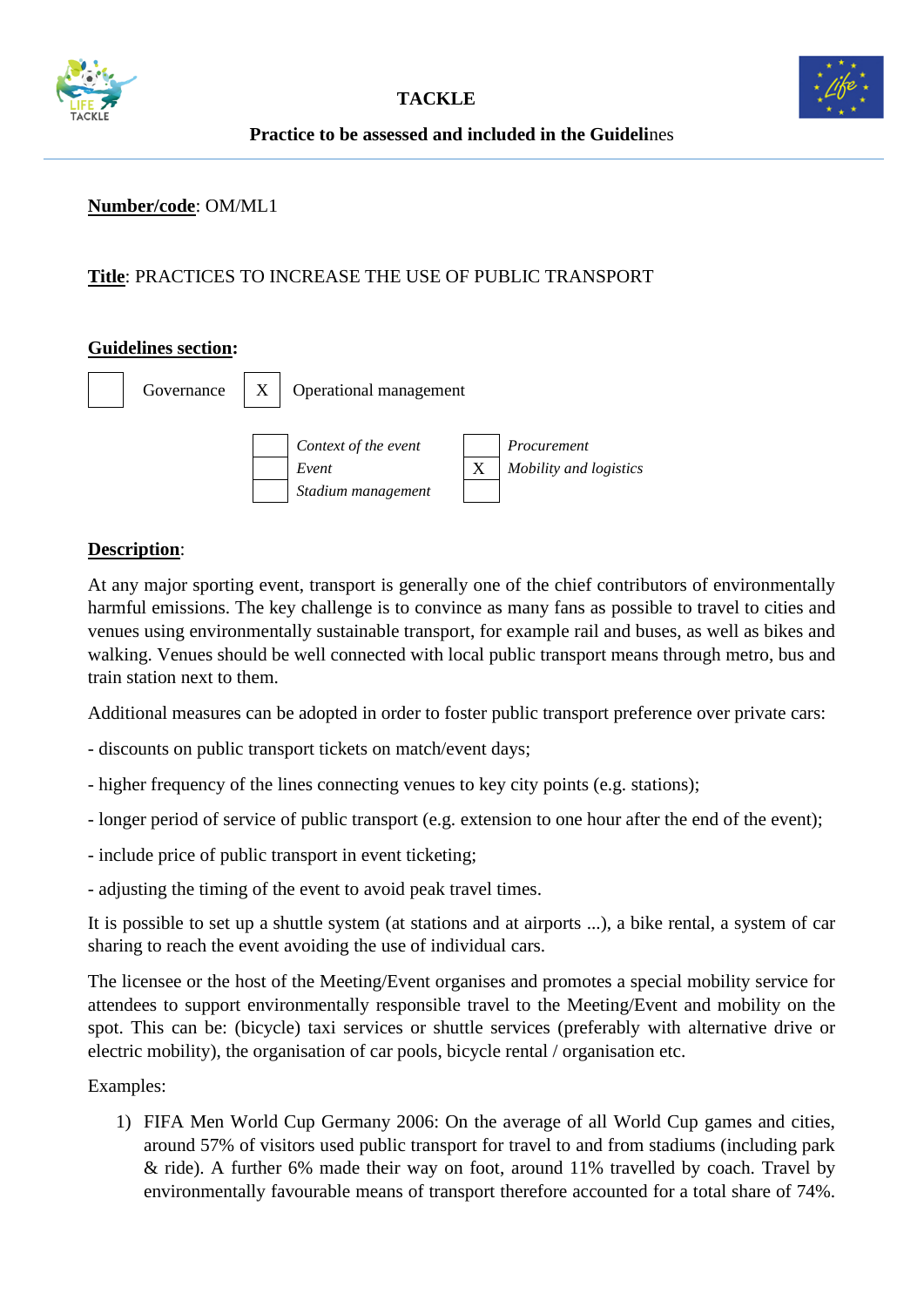# TACKLE

## Practice to be assessed and included in the Guidelines

**Number/code**: OM/ML1

**Title**: PRACTICES TO INCREASE THE USE OF PUBLIC TRANSPORT

**Guidelines section:**

| | Governance | X | Operational management |
|---|---|---|---|

| | | | |
|---|---|---|---|
| | *Context of the event* | | *Procurement* |
| | *Event* | X | *Mobility and logistics* |
| | *Stadium management* | | |

**Description**:

At any major sporting event, transport is generally one of the chief contributors of environmentally harmful emissions. The key challenge is to convince as many fans as possible to travel to cities and venues using environmentally sustainable transport, for example rail and buses, as well as bikes and walking. Venues should be well connected with local public transport means through metro, bus and train station next to them.

Additional measures can be adopted in order to foster public transport preference over private cars:

- discounts on public transport tickets on match/event days;

- higher frequency of the lines connecting venues to key city points (e.g. stations);

- longer period of service of public transport (e.g. extension to one hour after the end of the event);

- include price of public transport in event ticketing;

- adjusting the timing of the event to avoid peak travel times.

It is possible to set up a shuttle system (at stations and at airports ...), a bike rental, a system of car sharing to reach the event avoiding the use of individual cars.

The licensee or the host of the Meeting/Event organises and promotes a special mobility service for attendees to support environmentally responsible travel to the Meeting/Event and mobility on the spot. This can be: (bicycle) taxi services or shuttle services (preferably with alternative drive or electric mobility), the organisation of car pools, bicycle rental / organisation etc.

Examples:

1) FIFA Men World Cup Germany 2006: On the average of all World Cup games and cities, around 57% of visitors used public transport for travel to and from stadiums (including park & ride). A further 6% made their way on foot, around 11% travelled by coach. Travel by environmentally favourable means of transport therefore accounted for a total share of 74%.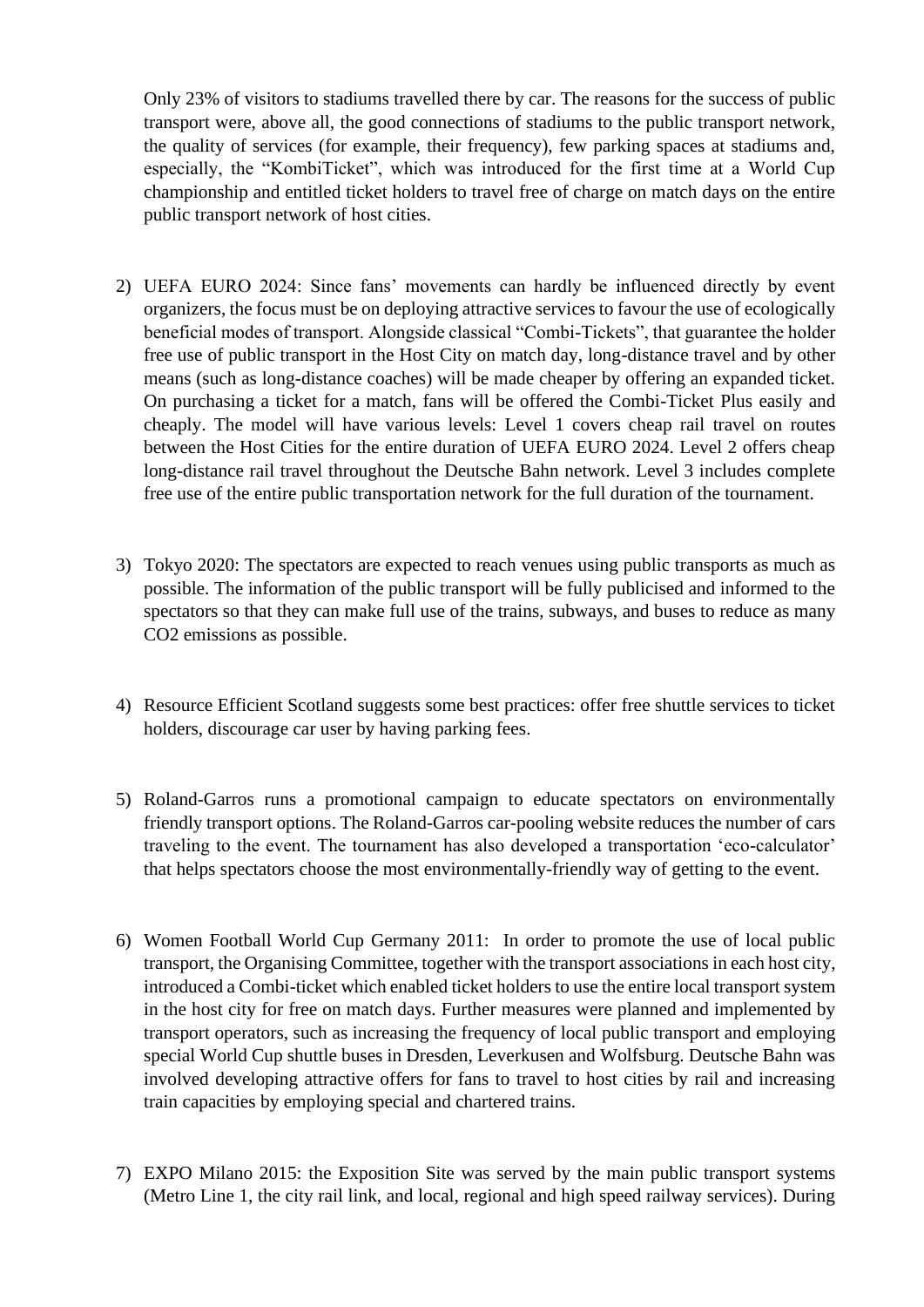Only 23% of visitors to stadiums travelled there by car. The reasons for the success of public transport were, above all, the good connections of stadiums to the public transport network, the quality of services (for example, their frequency), few parking spaces at stadiums and, especially, the "KombiTicket", which was introduced for the first time at a World Cup championship and entitled ticket holders to travel free of charge on match days on the entire public transport network of host cities.

2) UEFA EURO 2024: Since fans' movements can hardly be influenced directly by event organizers, the focus must be on deploying attractive services to favour the use of ecologically beneficial modes of transport. Alongside classical "Combi-Tickets", that guarantee the holder free use of public transport in the Host City on match day, long-distance travel and by other means (such as long-distance coaches) will be made cheaper by offering an expanded ticket. On purchasing a ticket for a match, fans will be offered the Combi-Ticket Plus easily and cheaply. The model will have various levels: Level 1 covers cheap rail travel on routes between the Host Cities for the entire duration of UEFA EURO 2024. Level 2 offers cheap long-distance rail travel throughout the Deutsche Bahn network. Level 3 includes complete free use of the entire public transportation network for the full duration of the tournament.

3) Tokyo 2020: The spectators are expected to reach venues using public transports as much as possible. The information of the public transport will be fully publicised and informed to the spectators so that they can make full use of the trains, subways, and buses to reduce as many $CO_2$ emissions as possible.

4) Resource Efficient Scotland suggests some best practices: offer free shuttle services to ticket holders, discourage car user by having parking fees.

5) Roland-Garros runs a promotional campaign to educate spectators on environmentally friendly transport options. The Roland-Garros car-pooling website reduces the number of cars traveling to the event. The tournament has also developed a transportation 'eco-calculator' that helps spectators choose the most environmentally-friendly way of getting to the event.

6) Women Football World Cup Germany 2011: In order to promote the use of local public transport, the Organising Committee, together with the transport associations in each host city, introduced a Combi-ticket which enabled ticket holders to use the entire local transport system in the host city for free on match days. Further measures were planned and implemented by transport operators, such as increasing the frequency of local public transport and employing special World Cup shuttle buses in Dresden, Leverkusen and Wolfsburg. Deutsche Bahn was involved developing attractive offers for fans to travel to host cities by rail and increasing train capacities by employing special and chartered trains.

7) EXPO Milano 2015: the Exposition Site was served by the main public transport systems (Metro Line 1, the city rail link, and local, regional and high speed railway services). During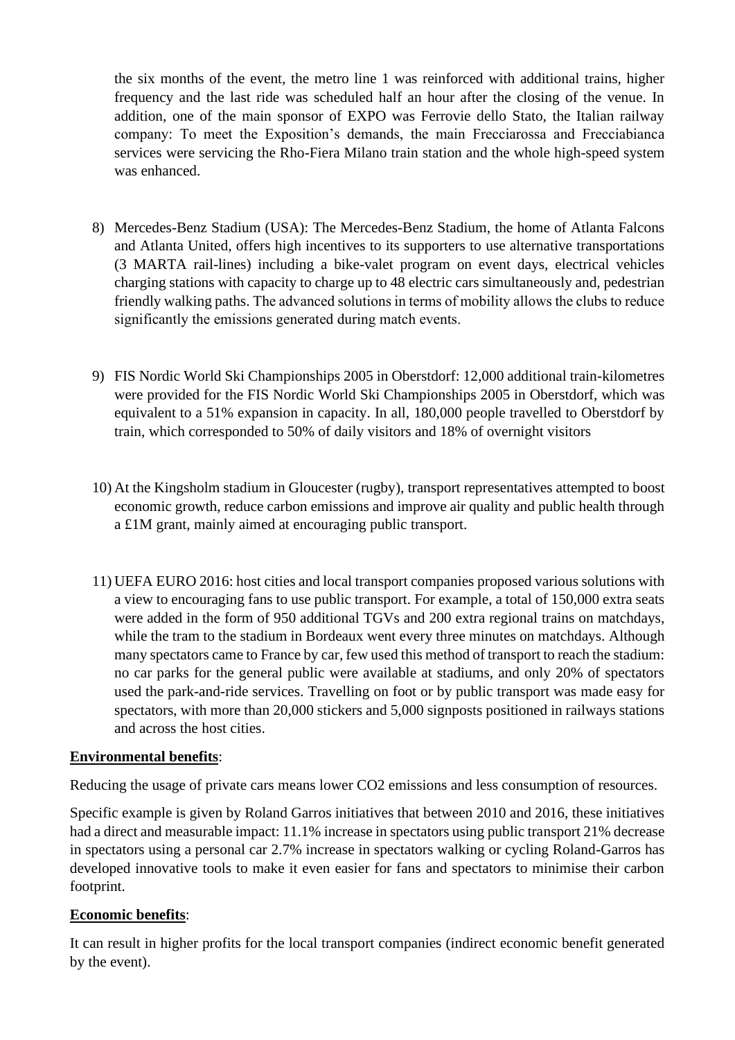the six months of the event, the metro line 1 was reinforced with additional trains, higher frequency and the last ride was scheduled half an hour after the closing of the venue. In addition, one of the main sponsor of EXPO was Ferrovie dello Stato, the Italian railway company: To meet the Exposition's demands, the main Frecciarossa and Frecciabianca services were servicing the Rho-Fiera Milano train station and the whole high-speed system was enhanced.

8) Mercedes-Benz Stadium (USA): The Mercedes-Benz Stadium, the home of Atlanta Falcons and Atlanta United, offers high incentives to its supporters to use alternative transportations (3 MARTA rail-lines) including a bike-valet program on event days, electrical vehicles charging stations with capacity to charge up to 48 electric cars simultaneously and, pedestrian friendly walking paths. The advanced solutions in terms of mobility allows the clubs to reduce significantly the emissions generated during match events.

9) FIS Nordic World Ski Championships 2005 in Oberstdorf: 12,000 additional train-kilometres were provided for the FIS Nordic World Ski Championships 2005 in Oberstdorf, which was equivalent to a 51% expansion in capacity. In all, 180,000 people travelled to Oberstdorf by train, which corresponded to 50% of daily visitors and 18% of overnight visitors

10) At the Kingsholm stadium in Gloucester (rugby), transport representatives attempted to boost economic growth, reduce carbon emissions and improve air quality and public health through a £1M grant, mainly aimed at encouraging public transport.

11) UEFA EURO 2016: host cities and local transport companies proposed various solutions with a view to encouraging fans to use public transport. For example, a total of 150,000 extra seats were added in the form of 950 additional TGVs and 200 extra regional trains on matchdays, while the tram to the stadium in Bordeaux went every three minutes on matchdays. Although many spectators came to France by car, few used this method of transport to reach the stadium: no car parks for the general public were available at stadiums, and only 20% of spectators used the park-and-ride services. Travelling on foot or by public transport was made easy for spectators, with more than 20,000 stickers and 5,000 signposts positioned in railways stations and across the host cities.

**Environmental benefits**:

Reducing the usage of private cars means lower $CO_2$ emissions and less consumption of resources.

Specific example is given by Roland Garros initiatives that between 2010 and 2016, these initiatives had a direct and measurable impact: 11.1% increase in spectators using public transport 21% decrease in spectators using a personal car 2.7% increase in spectators walking or cycling Roland-Garros has developed innovative tools to make it even easier for fans and spectators to minimise their carbon footprint.

**Economic benefits**:

It can result in higher profits for the local transport companies (indirect economic benefit generated by the event).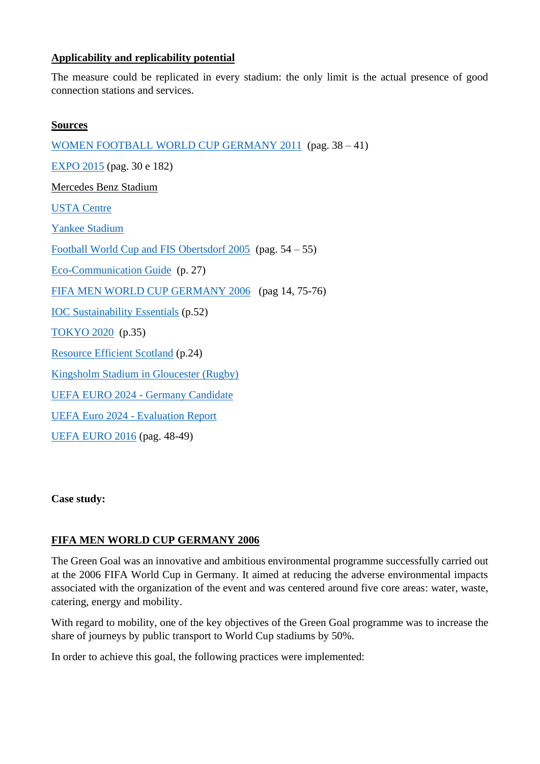**Applicability and replicability potential**

The measure could be replicated in every stadium: the only limit is the actual presence of good connection stations and services.

**Sources**

WOMEN FOOTBALL WORLD CUP GERMANY 2011 (pag. 38 – 41)

EXPO 2015 (pag. 30 e 182)

Mercedes Benz Stadium

USTA Centre

Yankee Stadium

Football World Cup and FIS Obertsdorf 2005 (pag. 54 – 55)

Eco-Communication Guide (p. 27)

FIFA MEN WORLD CUP GERMANY 2006 (pag 14, 75-76)

IOC Sustainability Essentials (p.52)

TOKYO 2020 (p.35)

Resource Efficient Scotland (p.24)

Kingsholm Stadium in Gloucester (Rugby)

UEFA EURO 2024 - Germany Candidate

UEFA Euro 2024 - Evaluation Report

UEFA EURO 2016 (pag. 48-49)

**Case study:**

**FIFA MEN WORLD CUP GERMANY 2006**

The Green Goal was an innovative and ambitious environmental programme successfully carried out at the 2006 FIFA World Cup in Germany. It aimed at reducing the adverse environmental impacts associated with the organization of the event and was centered around five core areas: water, waste, catering, energy and mobility.

With regard to mobility, one of the key objectives of the Green Goal programme was to increase the share of journeys by public transport to World Cup stadiums by 50%.

In order to achieve this goal, the following practices were implemented: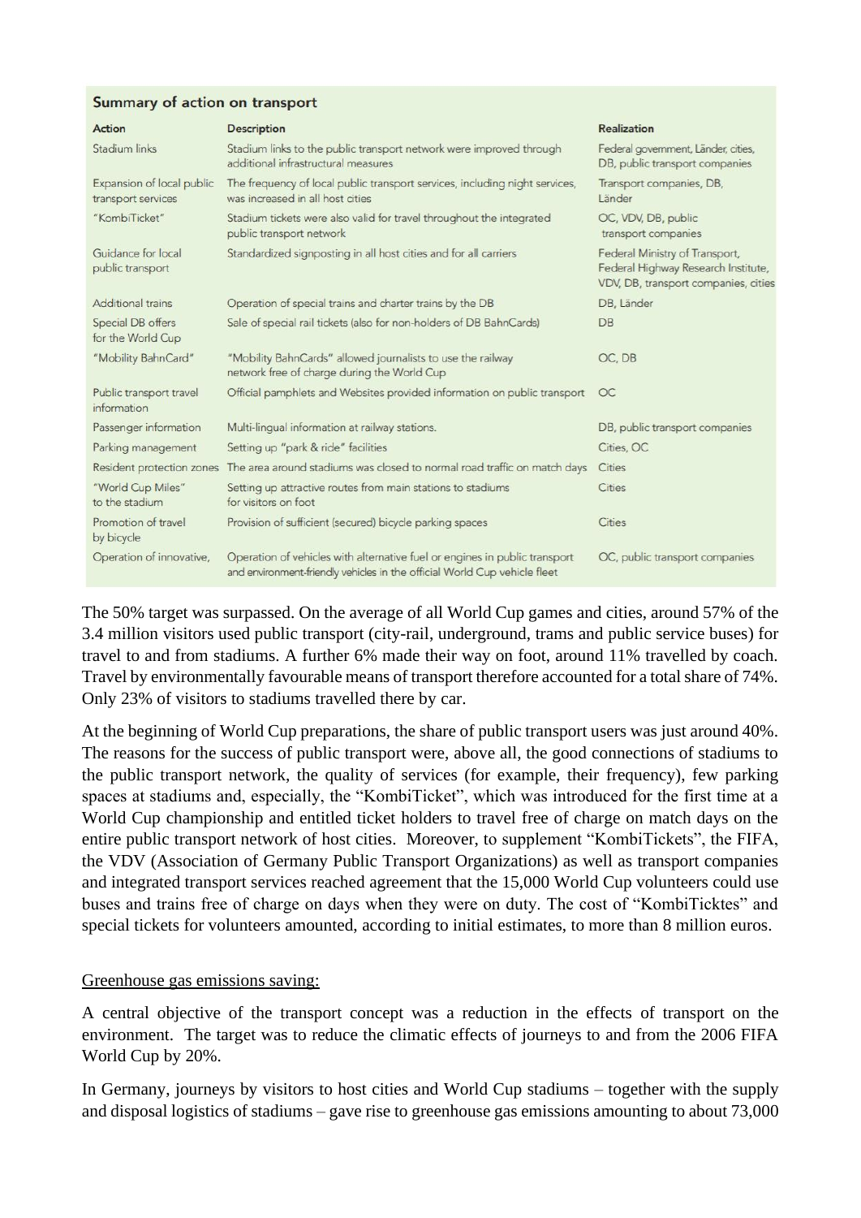**Summary of action on transport**

| Action | Description | Realization |
|---|---|---|
| Stadium links | Stadium links to the public transport network were improved through additional infrastructural measures | Federal government, Länder, cities, DB, public transport companies |
| Expansion of local public transport services | The frequency of local public transport services, including night services, was increased in all host cities | Transport companies, DB, Länder |
| "KombiTicket" | Stadium tickets were also valid for travel throughout the integrated public transport network | OC, VDV, DB, public transport companies |
| Guidance for local public transport | Standardized signposting in all host cities and for all carriers | Federal Ministry of Transport, Federal Highway Research Institute, VDV, DB, transport companies, cities |
| Additional trains | Operation of special trains and charter trains by the DB | DB, Länder |
| Special DB offers for the World Cup | Sale of special rail tickets (also for non-holders of DB BahnCards) | DB |
| "Mobility BahnCard" | "Mobility BahnCards" allowed journalists to use the railway network free of charge during the World Cup | OC, DB |
| Public transport travel information | Official pamphlets and Websites provided information on public transport | OC |
| Passenger information | Multi-lingual information at railway stations. | DB, public transport companies |
| Parking management | Setting up "park & ride" facilities | Cities, OC |
| Resident protection zones | The area around stadiums was closed to normal road traffic on match days | Cities |
| "World Cup Miles" to the stadium | Setting up attractive routes from main stations to stadiums for visitors on foot | Cities |
| Promotion of travel by bicycle | Provision of sufficient (secured) bicycle parking spaces | Cities |
| Operation of innovative, | Operation of vehicles with alternative fuel or engines in public transport and environment-friendly vehicles in the official World Cup vehicle fleet | OC, public transport companies |

The 50% target was surpassed. On the average of all World Cup games and cities, around 57% of the 3.4 million visitors used public transport (city-rail, underground, trams and public service buses) for travel to and from stadiums. A further 6% made their way on foot, around 11% travelled by coach. Travel by environmentally favourable means of transport therefore accounted for a total share of 74%. Only 23% of visitors to stadiums travelled there by car.

At the beginning of World Cup preparations, the share of public transport users was just around 40%. The reasons for the success of public transport were, above all, the good connections of stadiums to the public transport network, the quality of services (for example, their frequency), few parking spaces at stadiums and, especially, the "KombiTicket", which was introduced for the first time at a World Cup championship and entitled ticket holders to travel free of charge on match days on the entire public transport network of host cities. Moreover, to supplement "KombiTickets", the FIFA, the VDV (Association of Germany Public Transport Organizations) as well as transport companies and integrated transport services reached agreement that the 15,000 World Cup volunteers could use buses and trains free of charge on days when they were on duty. The cost of "KombiTicktes" and special tickets for volunteers amounted, according to initial estimates, to more than 8 million euros.

Greenhouse gas emissions saving:

A central objective of the transport concept was a reduction in the effects of transport on the environment. The target was to reduce the climatic effects of journeys to and from the 2006 FIFA World Cup by 20%.

In Germany, journeys by visitors to host cities and World Cup stadiums – together with the supply and disposal logistics of stadiums – gave rise to greenhouse gas emissions amounting to about 73,000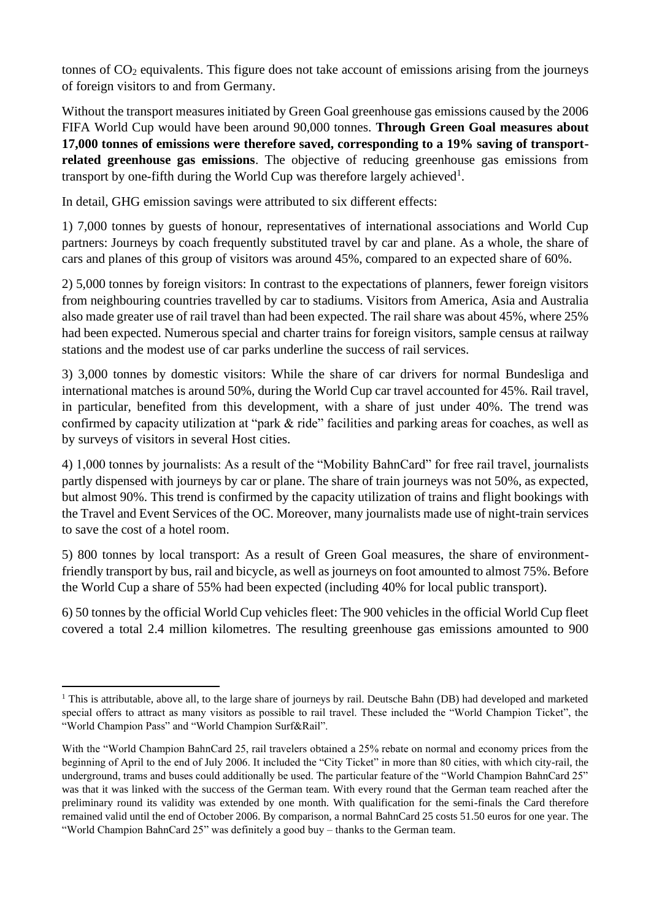tonnes of $CO_2$ equivalents. This figure does not take account of emissions arising from the journeys of foreign visitors to and from Germany.

Without the transport measures initiated by Green Goal greenhouse gas emissions caused by the 2006 FIFA World Cup would have been around 90,000 tonnes. **Through Green Goal measures about 17,000 tonnes of emissions were therefore saved, corresponding to a 19% saving of transport-related greenhouse gas emissions**. The objective of reducing greenhouse gas emissions from transport by one-fifth during the World Cup was therefore largely achieved[1].

In detail, GHG emission savings were attributed to six different effects:

1) 7,000 tonnes by guests of honour, representatives of international associations and World Cup partners: Journeys by coach frequently substituted travel by car and plane. As a whole, the share of cars and planes of this group of visitors was around 45%, compared to an expected share of 60%.

2) 5,000 tonnes by foreign visitors: In contrast to the expectations of planners, fewer foreign visitors from neighbouring countries travelled by car to stadiums. Visitors from America, Asia and Australia also made greater use of rail travel than had been expected. The rail share was about 45%, where 25% had been expected. Numerous special and charter trains for foreign visitors, sample census at railway stations and the modest use of car parks underline the success of rail services.

3) 3,000 tonnes by domestic visitors: While the share of car drivers for normal Bundesliga and international matches is around 50%, during the World Cup car travel accounted for 45%. Rail travel, in particular, benefited from this development, with a share of just under 40%. The trend was confirmed by capacity utilization at "park & ride" facilities and parking areas for coaches, as well as by surveys of visitors in several Host cities.

4) 1,000 tonnes by journalists: As a result of the "Mobility BahnCard" for free rail travel, journalists partly dispensed with journeys by car or plane. The share of train journeys was not 50%, as expected, but almost 90%. This trend is confirmed by the capacity utilization of trains and flight bookings with the Travel and Event Services of the OC. Moreover, many journalists made use of night-train services to save the cost of a hotel room.

5) 800 tonnes by local transport: As a result of Green Goal measures, the share of environment-friendly transport by bus, rail and bicycle, as well as journeys on foot amounted to almost 75%. Before the World Cup a share of 55% had been expected (including 40% for local public transport).

6) 50 tonnes by the official World Cup vehicles fleet: The 900 vehicles in the official World Cup fleet covered a total 2.4 million kilometres. The resulting greenhouse gas emissions amounted to 900

---

[1] This is attributable, above all, to the large share of journeys by rail. Deutsche Bahn (DB) had developed and marketed special offers to attract as many visitors as possible to rail travel. These included the "World Champion Ticket", the "World Champion Pass" and "World Champion Surf&Rail".

With the "World Champion BahnCard 25, rail travelers obtained a 25% rebate on normal and economy prices from the beginning of April to the end of July 2006. It included the "City Ticket" in more than 80 cities, with which city-rail, the underground, trams and buses could additionally be used. The particular feature of the "World Champion BahnCard 25" was that it was linked with the success of the German team. With every round that the German team reached after the preliminary round its validity was extended by one month. With qualification for the semi-finals the Card therefore remained valid until the end of October 2006. By comparison, a normal BahnCard 25 costs 51.50 euros for one year. The "World Champion BahnCard 25" was definitely a good buy – thanks to the German team.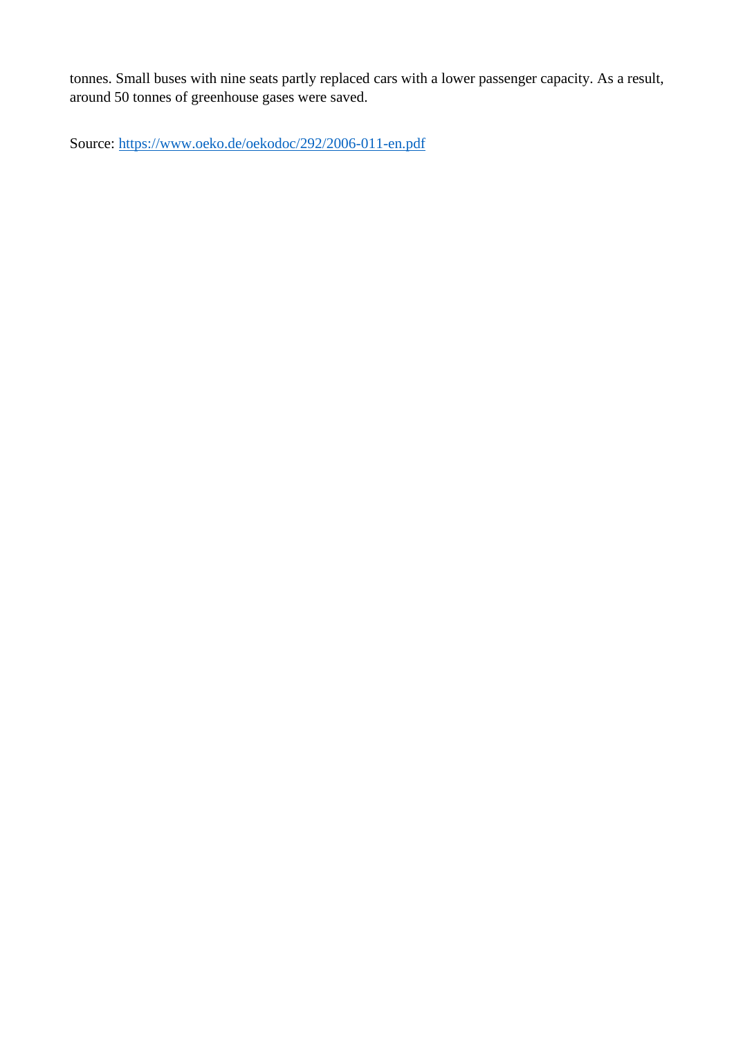tonnes. Small buses with nine seats partly replaced cars with a lower passenger capacity. As a result, around 50 tonnes of greenhouse gases were saved.

Source: https://www.oeko.de/oekodoc/292/2006-011-en.pdf